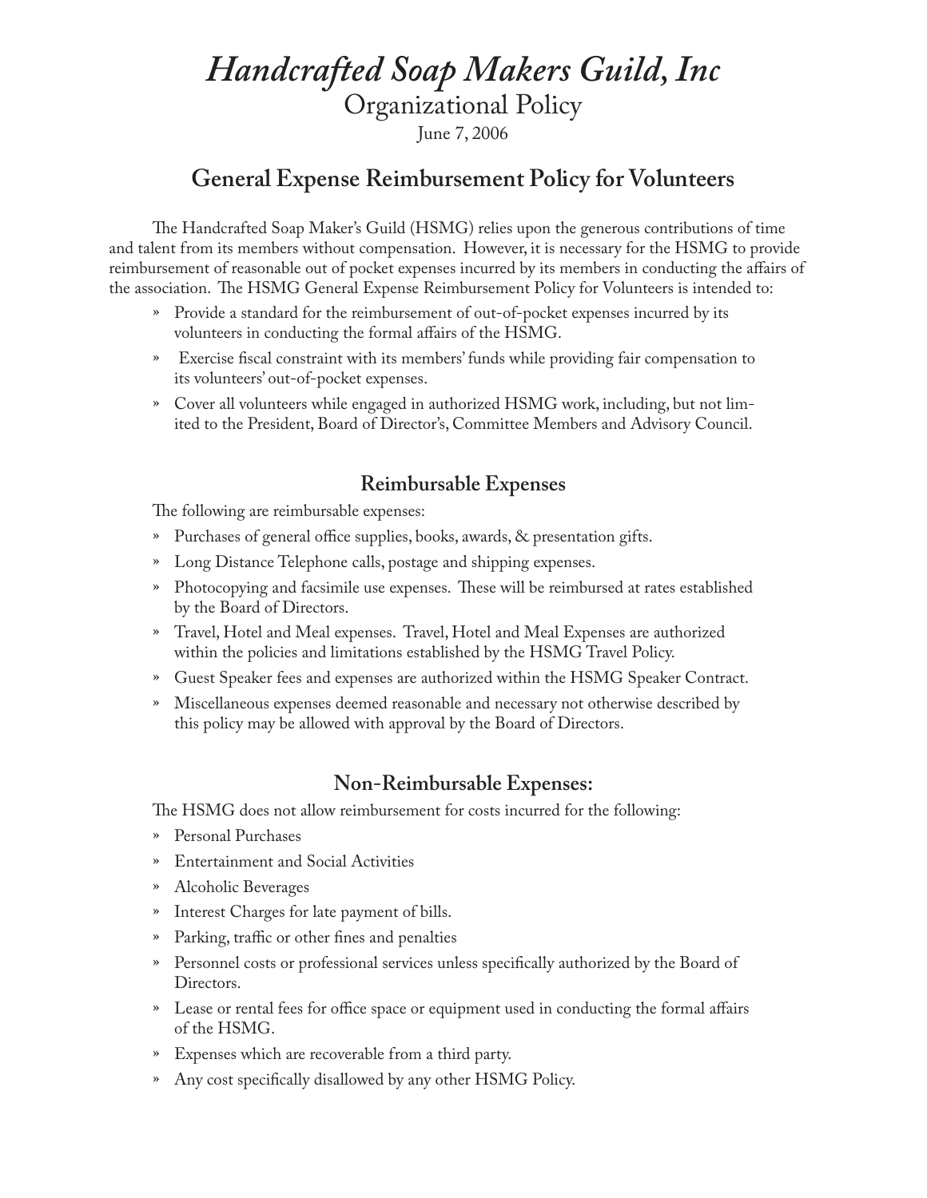# *Handcrafted Soap Makers Guild, Inc*

Organizational Policy

June 7, 2006

## General Expense Reimbursement Policy for Volunteers

The Handcrafted Soap Maker's Guild (HSMG) relies upon the generous contributions of time and talent from its members without compensation. However, it is necessary for the HSMG to provide reimbursement of reasonable out of pocket expenses incurred by its members in conducting the affairs of the association. The HSMG General Expense Reimbursement Policy for Volunteers is intended to:

- Provide a standard for the reimbursement of out-of-pocket expenses incurred by its volunteers in conducting the formal affairs of the HSMG.
- Exercise fiscal constraint with its members' funds while providing fair compensation to its volunteers' out-of-pocket expenses.
- Cover all volunteers while engaged in authorized HSMG work, including, but not limited to the President, Board of Director's, Committee Members and Advisory Council.

### Reimbursable Expenses

The following are reimbursable expenses:

- Purchases of general office supplies, books, awards, & presentation gifts.
- Long Distance Telephone calls, postage and shipping expenses.
- Photocopying and facsimile use expenses. These will be reimbursed at rates established by the Board of Directors.
- Travel, Hotel and Meal expenses. Travel, Hotel and Meal Expenses are authorized within the policies and limitations established by the HSMG Travel Policy.
- Guest Speaker fees and expenses are authorized within the HSMG Speaker Contract.
- Miscellaneous expenses deemed reasonable and necessary not otherwise described by this policy may be allowed with approval by the Board of Directors.

### Non-Reimbursable Expenses:

The HSMG does not allow reimbursement for costs incurred for the following:

- Personal Purchases
- Entertainment and Social Activities
- Alcoholic Beverages
- Interest Charges for late payment of bills.
- Parking, traffic or other fines and penalties
- Personnel costs or professional services unless specifically authorized by the Board of Directors.
- Lease or rental fees for office space or equipment used in conducting the formal affairs of the HSMG.
- Expenses which are recoverable from a third party.
- Any cost specifically disallowed by any other HSMG Policy.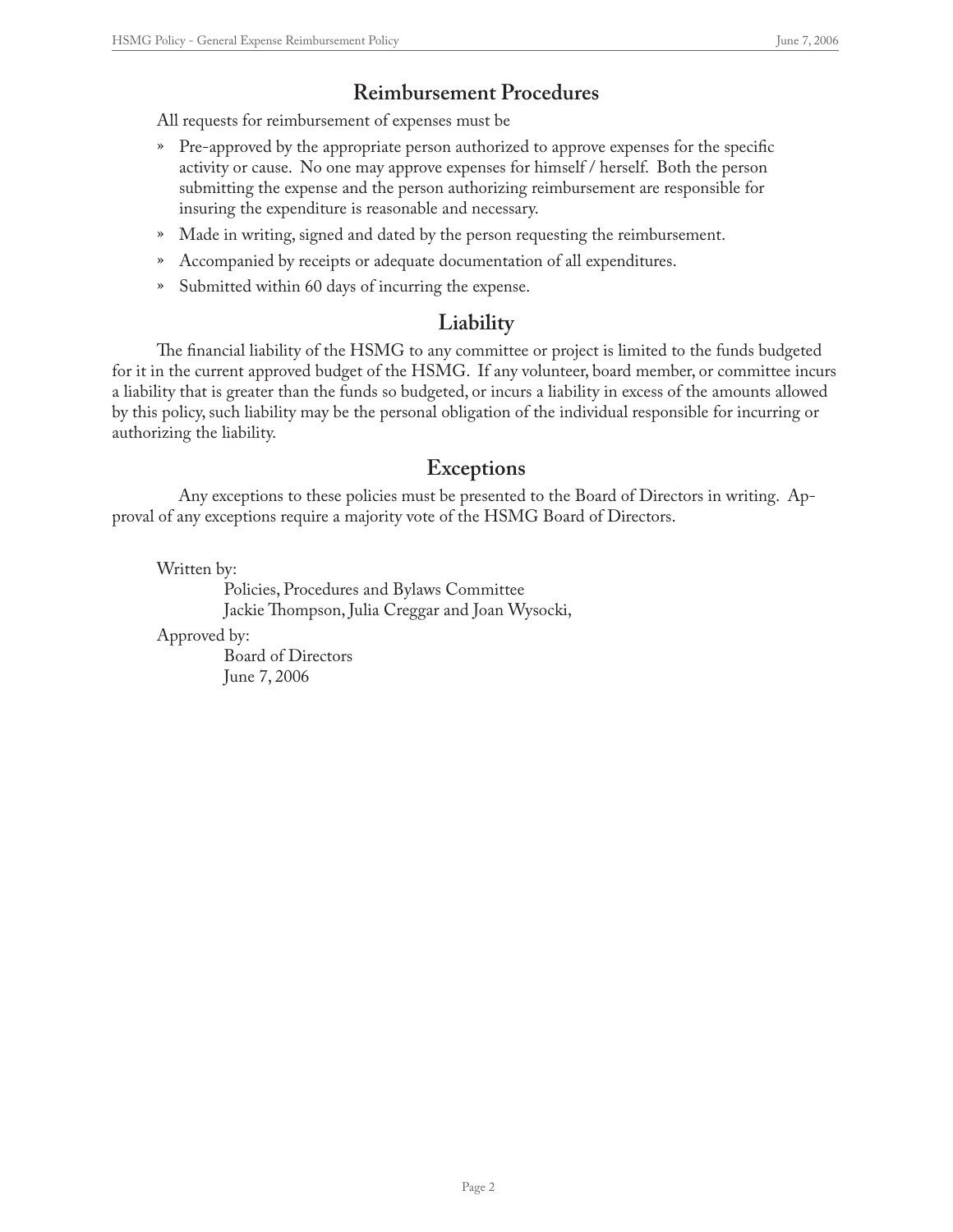## Reimbursement Procedures

All requests for reimbursement of expenses must be

- Pre-approved by the appropriate person authorized to approve expenses for the specific activity or cause. No one may approve expenses for himself / herself. Both the person submitting the expense and the person authorizing reimbursement are responsible for insuring the expenditure is reasonable and necessary.
- Made in writing, signed and dated by the person requesting the reimbursement.
- Accompanied by receipts or adequate documentation of all expenditures.
- Submitted within 60 days of incurring the expense.

## Liability

The financial liability of the HSMG to any committee or project is limited to the funds budgeted for it in the current approved budget of the HSMG. If any volunteer, board member, or committee incurs a liability that is greater than the funds so budgeted, or incurs a liability in excess of the amounts allowed by this policy, such liability may be the personal obligation of the individual responsible for incurring or authorizing the liability.

## Exceptions

Any exceptions to these policies must be presented to the Board of Directors in writing. Approval of any exceptions require a majority vote of the HSMG Board of Directors.

Written by:
Policies, Procedures and Bylaws Committee
Jackie Thompson, Julia Creggar and Joan Wysocki,

Approved by:
Board of Directors
June 7, 2006